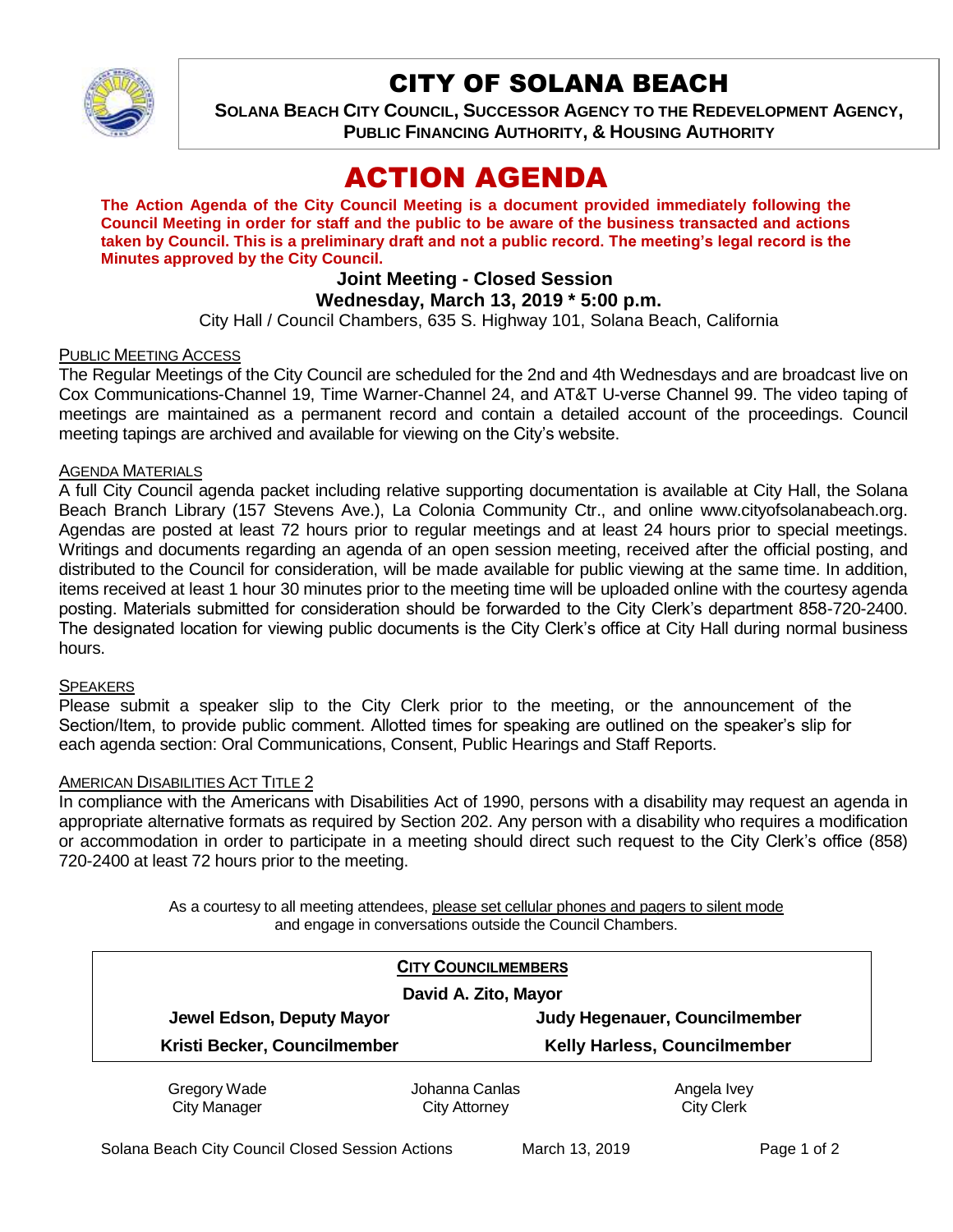# CITY OF SOLANA BEACH

**SOLANA BEACH CITY COUNCIL, SUCCESSOR AGENCY TO THE REDEVELOPMENT AGENCY, PUBLIC FINANCING AUTHORITY, & HOUSING AUTHORITY**

# ACTION AGENDA

**The Action Agenda of the City Council Meeting is a document provided immediately following the Council Meeting in order for staff and the public to be aware of the business transacted and actions taken by Council. This is a preliminary draft and not a public record. The meeting's legal record is the Minutes approved by the City Council.**

**Joint Meeting - Closed Session**
**Wednesday, March 13, 2019 * 5:00 p.m.**

City Hall / Council Chambers, 635 S. Highway 101, Solana Beach, California

PUBLIC MEETING ACCESS

The Regular Meetings of the City Council are scheduled for the 2nd and 4th Wednesdays and are broadcast live on Cox Communications-Channel 19, Time Warner-Channel 24, and AT&T U-verse Channel 99. The video taping of meetings are maintained as a permanent record and contain a detailed account of the proceedings. Council meeting tapings are archived and available for viewing on the City's website.

AGENDA MATERIALS

A full City Council agenda packet including relative supporting documentation is available at City Hall, the Solana Beach Branch Library (157 Stevens Ave.), La Colonia Community Ctr., and online www.cityofsolanabeach.org. Agendas are posted at least 72 hours prior to regular meetings and at least 24 hours prior to special meetings. Writings and documents regarding an agenda of an open session meeting, received after the official posting, and distributed to the Council for consideration, will be made available for public viewing at the same time. In addition, items received at least 1 hour 30 minutes prior to the meeting time will be uploaded online with the courtesy agenda posting. Materials submitted for consideration should be forwarded to the City Clerk's department 858-720-2400. The designated location for viewing public documents is the City Clerk's office at City Hall during normal business hours.

SPEAKERS

Please submit a speaker slip to the City Clerk prior to the meeting, or the announcement of the Section/Item, to provide public comment. Allotted times for speaking are outlined on the speaker's slip for each agenda section: Oral Communications, Consent, Public Hearings and Staff Reports.

AMERICAN DISABILITIES ACT TITLE 2

In compliance with the Americans with Disabilities Act of 1990, persons with a disability may request an agenda in appropriate alternative formats as required by Section 202. Any person with a disability who requires a modification or accommodation in order to participate in a meeting should direct such request to the City Clerk's office (858) 720-2400 at least 72 hours prior to the meeting.

As a courtesy to all meeting attendees, please set cellular phones and pagers to silent mode and engage in conversations outside the Council Chambers.

**CITY COUNCILMEMBERS**

**David A. Zito, Mayor**

| | |
|---|---|
| **Jewel Edson, Deputy Mayor** | **Judy Hegenauer, Councilmember** |
| **Kristi Becker, Councilmember** | **Kelly Harless, Councilmember** |

| | | |
|---|---|---|
| Gregory Wade<br>City Manager | Johanna Canlas<br>City Attorney | Angela Ivey<br>City Clerk |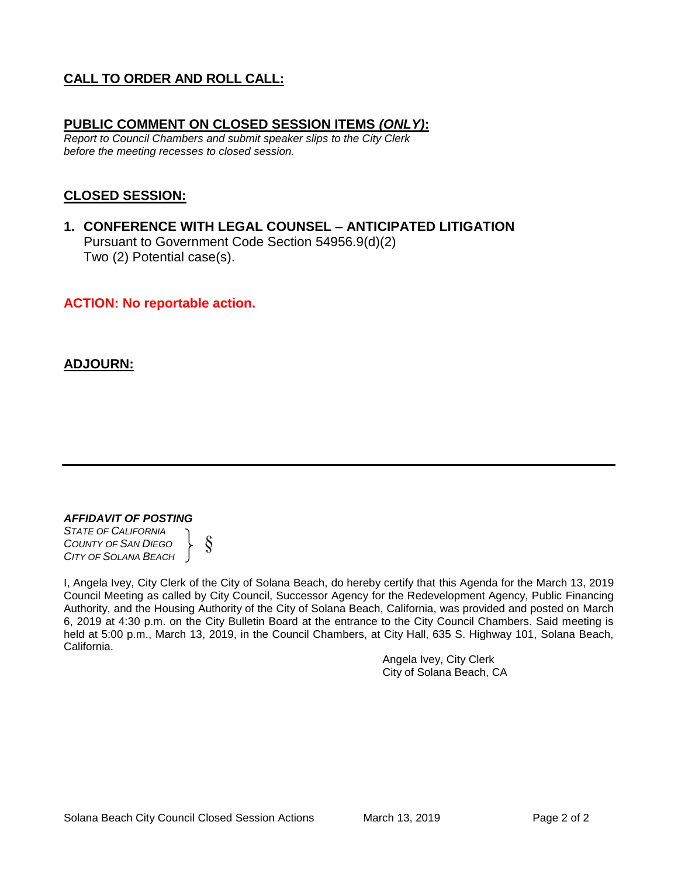## CALL TO ORDER AND ROLL CALL:

## PUBLIC COMMENT ON CLOSED SESSION ITEMS *(ONLY)*:

*Report to Council Chambers and submit speaker slips to the City Clerk before the meeting recesses to closed session.*

## CLOSED SESSION:

**1. CONFERENCE WITH LEGAL COUNSEL – ANTICIPATED LITIGATION**
Pursuant to Government Code Section 54956.9(d)(2)
Two (2) Potential case(s).

**ACTION: No reportable action.**

## ADJOURN:

---

***AFFIDAVIT OF POSTING***

*STATE OF CALIFORNIA*
*COUNTY OF SAN DIEGO* } §
*CITY OF SOLANA BEACH*

I, Angela Ivey, City Clerk of the City of Solana Beach, do hereby certify that this Agenda for the March 13, 2019 Council Meeting as called by City Council, Successor Agency for the Redevelopment Agency, Public Financing Authority, and the Housing Authority of the City of Solana Beach, California, was provided and posted on March 6, 2019 at 4:30 p.m. on the City Bulletin Board at the entrance to the City Council Chambers. Said meeting is held at 5:00 p.m., March 13, 2019, in the Council Chambers, at City Hall, 635 S. Highway 101, Solana Beach, California.

Angela Ivey, City Clerk
City of Solana Beach, CA